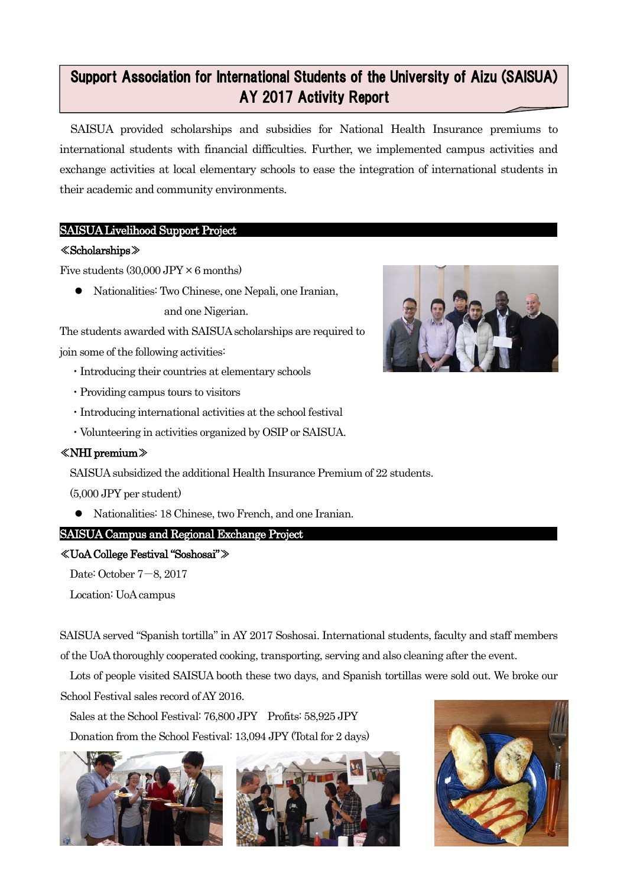# Support Association for International Students of the University of Aizu (SAISUA) AY 2017 Activity Report

SAISUA provided scholarships and subsidies for National Health Insurance premiums to international students with financial difficulties. Further, we implemented campus activities and exchange activities at local elementary schools to ease the integration of international students in their academic and community environments.

## SAISUA Livelihood Support Project

### ≪Scholarships≫

Five students (30,000 JPY × 6 months)

- Nationalities: Two Chinese, one Nepali, one Iranian, and one Nigerian.

The students awarded with SAISUA scholarships are required to join some of the following activities:

- ・Introducing their countries at elementary schools
- ・Providing campus tours to visitors
- ・Introducing international activities at the school festival
- ・Volunteering in activities organized by OSIP or SAISUA.

### ≪NHI premium≫

SAISUA subsidized the additional Health Insurance Premium of 22 students.

(5,000 JPY per student)

- Nationalities: 18 Chinese, two French, and one Iranian.

## SAISUA Campus and Regional Exchange Project

### ≪UoA College Festival "Soshosai"≫

Date: October 7－8, 2017

Location: UoA campus

SAISUA served "Spanish tortilla" in AY 2017 Soshosai. International students, faculty and staff members of the UoA thoroughly cooperated cooking, transporting, serving and also cleaning after the event.

Lots of people visited SAISUA booth these two days, and Spanish tortillas were sold out. We broke our School Festival sales record of AY 2016.

Sales at the School Festival: 76,800 JPY　Profits: 58,925 JPY

Donation from the School Festival: 13,094 JPY (Total for 2 days)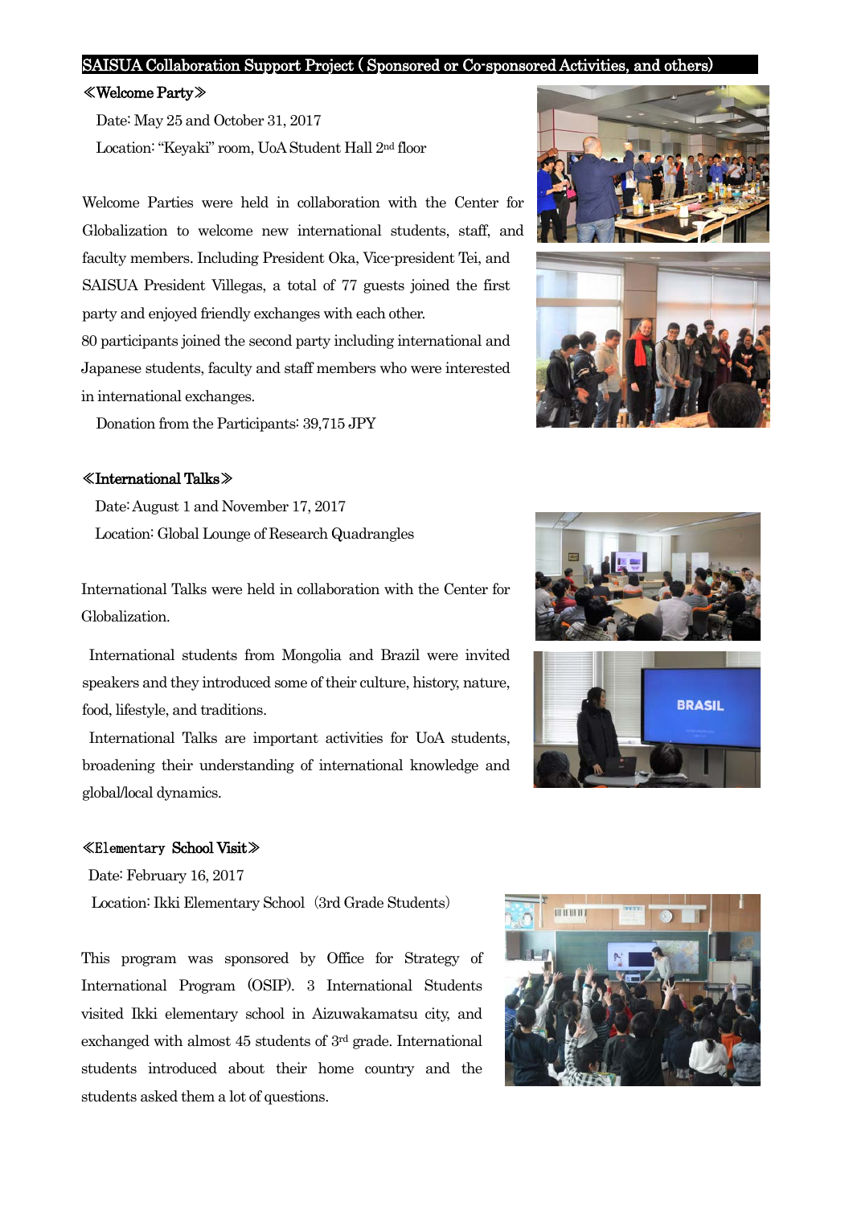## SAISUA Collaboration Support Project ( Sponsored or Co-sponsored Activities, and others)

### ≪Welcome Party≫

Date: May 25 and October 31, 2017

Location: "Keyaki" room, UoA Student Hall 2nd floor

Welcome Parties were held in collaboration with the Center for Globalization to welcome new international students, staff, and faculty members. Including President Oka, Vice-president Tei, and SAISUA President Villegas, a total of 77 guests joined the first party and enjoyed friendly exchanges with each other.

80 participants joined the second party including international and Japanese students, faculty and staff members who were interested in international exchanges.

Donation from the Participants: 39,715 JPY

### ≪International Talks≫

Date: August 1 and November 17, 2017

Location: Global Lounge of Research Quadrangles

International Talks were held in collaboration with the Center for Globalization.

International students from Mongolia and Brazil were invited speakers and they introduced some of their culture, history, nature, food, lifestyle, and traditions.

International Talks are important activities for UoA students, broadening their understanding of international knowledge and global/local dynamics.

### ≪Elementary School Visit≫

Date: February 16, 2017

Location: Ikki Elementary School（3rd Grade Students）

This program was sponsored by Office for Strategy of International Program (OSIP). 3 International Students visited Ikki elementary school in Aizuwakamatsu city, and exchanged with almost 45 students of 3rd grade. International students introduced about their home country and the students asked them a lot of questions.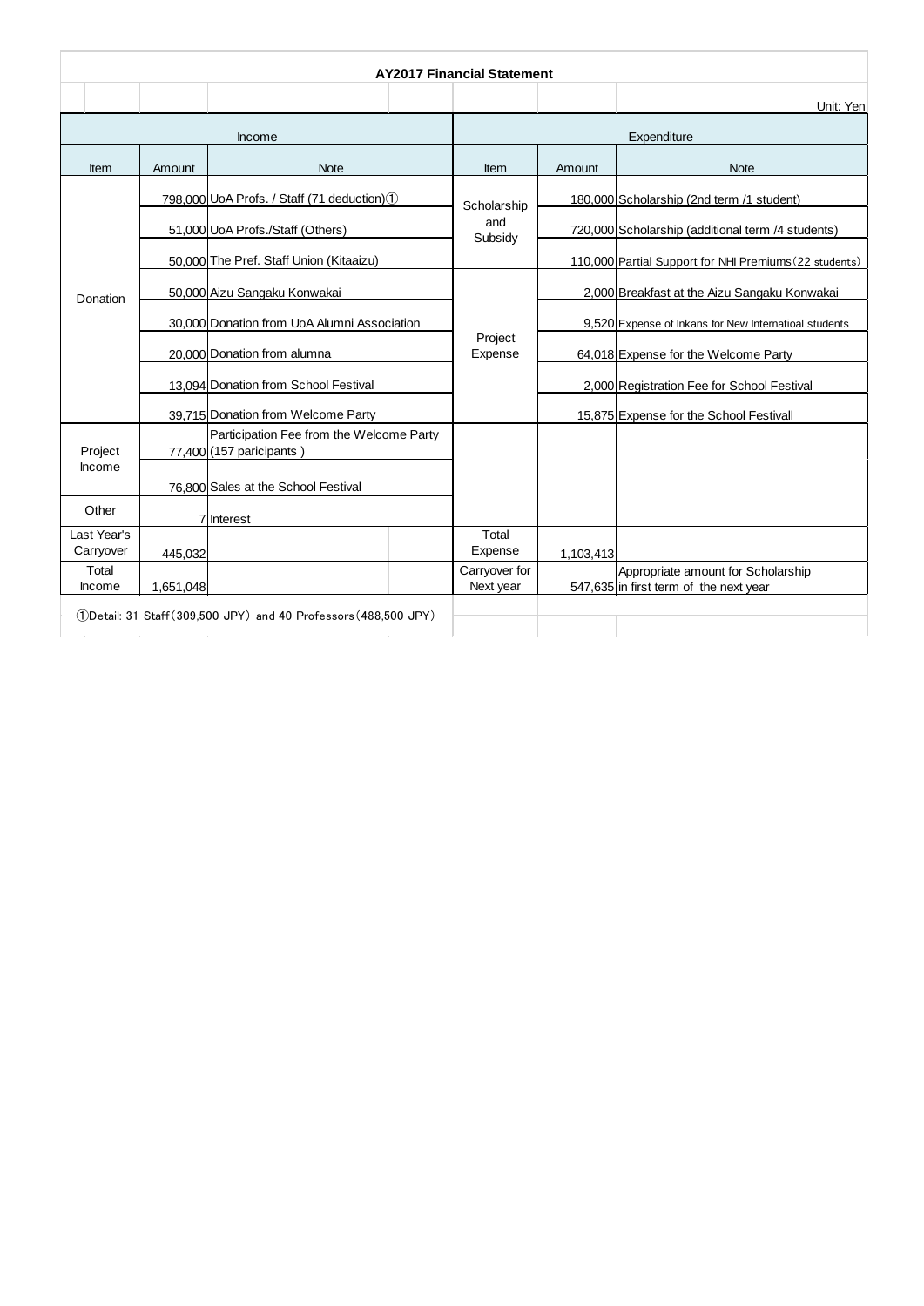# AY2017 Financial Statement

Unit: Yen

| Income | | | Expenditure | | |
|---|---|---|---|---|---|
| Item | Amount | Note | Item | Amount | Note |
| Donation | 798,000 | UoA Profs. / Staff (71 deduction)① | Scholarship and Subsidy | 180,000 | Scholarship (2nd term /1 student) |
| | 51,000 | UoA Profs./Staff (Others) | | 720,000 | Scholarship (additional term /4 students) |
| | 50,000 | The Pref. Staff Union (Kitaaizu) | | 110,000 | Partial Support for NHI Premiums(22 students) |
| | 50,000 | Aizu Sangaku Konwakai | Project Expense | 2,000 | Breakfast at the Aizu Sangaku Konwakai |
| | 30,000 | Donation from UoA Alumni Association | | 9,520 | Expense of Inkans for New Internatioal students |
| | 20,000 | Donation from alumna | | 64,018 | Expense for the Welcome Party |
| | 13,094 | Donation from School Festival | | 2,000 | Registration Fee for School Festival |
| | 39,715 | Donation from Welcome Party | | 15,875 | Expense for the School Festivall |
| Project Income | 77,400 | Participation Fee from the Welcome Party (157 paricipants ) | | | |
| | 76,800 | Sales at the School Festival | | | |
| Other | 7 | Interest | | | |
| Last Year's Carryover | 445,032 | | Total Expense | 1,103,413 | |
| Total Income | 1,651,048 | | Carryover for Next year | 547,635 | Appropriate amount for Scholarship in first term of the next year |

①Detail: 31 Staff(309,500 JPY) and 40 Professors(488,500 JPY)